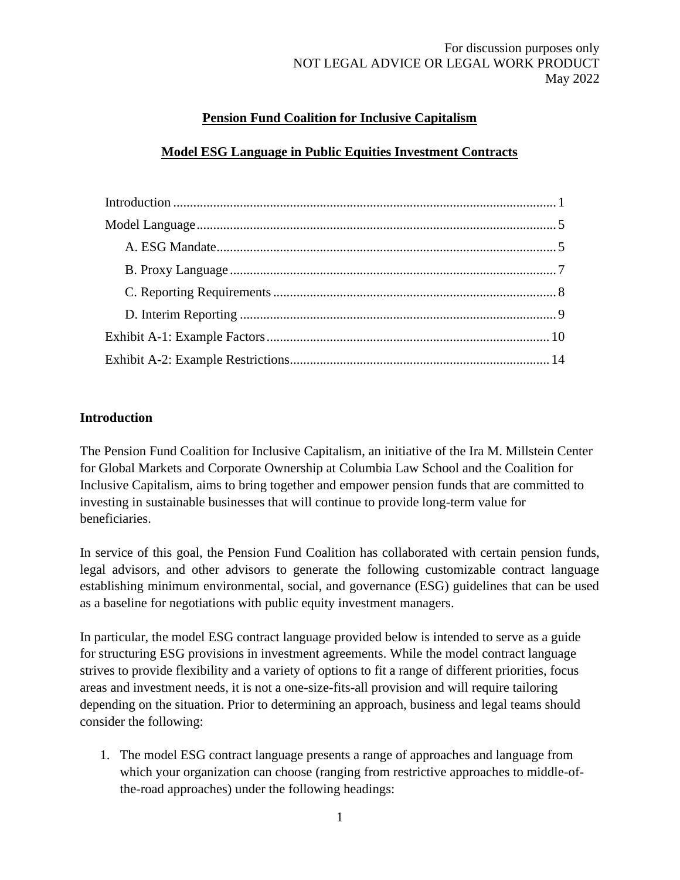For discussion purposes only
NOT LEGAL ADVICE OR LEGAL WORK PRODUCT
May 2022

# Pension Fund Coalition for Inclusive Capitalism

## Model ESG Language in Public Equities Investment Contracts

- Introduction ........ 1
- Model Language ........ 5
  - A. ESG Mandate ........ 5
  - B. Proxy Language ........ 7
  - C. Reporting Requirements ........ 8
  - D. Interim Reporting ........ 9
- Exhibit A-1: Example Factors ........ 10
- Exhibit A-2: Example Restrictions ........ 14

### Introduction

The Pension Fund Coalition for Inclusive Capitalism, an initiative of the Ira M. Millstein Center for Global Markets and Corporate Ownership at Columbia Law School and the Coalition for Inclusive Capitalism, aims to bring together and empower pension funds that are committed to investing in sustainable businesses that will continue to provide long-term value for beneficiaries.

In service of this goal, the Pension Fund Coalition has collaborated with certain pension funds, legal advisors, and other advisors to generate the following customizable contract language establishing minimum environmental, social, and governance (ESG) guidelines that can be used as a baseline for negotiations with public equity investment managers.

In particular, the model ESG contract language provided below is intended to serve as a guide for structuring ESG provisions in investment agreements. While the model contract language strives to provide flexibility and a variety of options to fit a range of different priorities, focus areas and investment needs, it is not a one-size-fits-all provision and will require tailoring depending on the situation. Prior to determining an approach, business and legal teams should consider the following:

1. The model ESG contract language presents a range of approaches and language from which your organization can choose (ranging from restrictive approaches to middle-of-the-road approaches) under the following headings: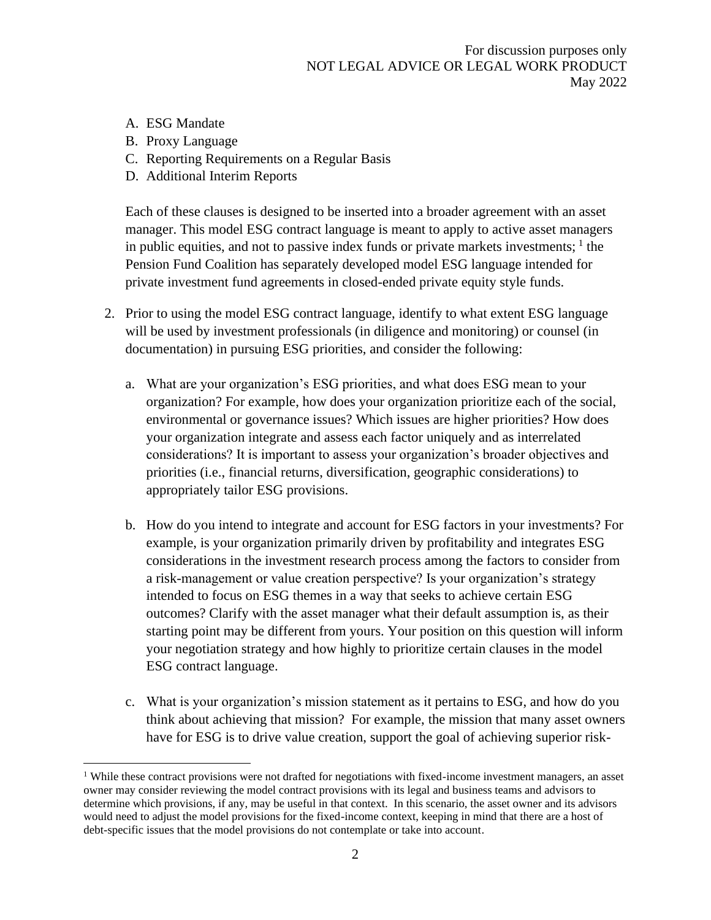A. ESG Mandate
B. Proxy Language
C. Reporting Requirements on a Regular Basis
D. Additional Interim Reports

Each of these clauses is designed to be inserted into a broader agreement with an asset manager. This model ESG contract language is meant to apply to active asset managers in public equities, and not to passive index funds or private markets investments; [1] the Pension Fund Coalition has separately developed model ESG language intended for private investment fund agreements in closed-ended private equity style funds.

2. Prior to using the model ESG contract language, identify to what extent ESG language will be used by investment professionals (in diligence and monitoring) or counsel (in documentation) in pursuing ESG priorities, and consider the following:

   a. What are your organization's ESG priorities, and what does ESG mean to your organization? For example, how does your organization prioritize each of the social, environmental or governance issues? Which issues are higher priorities? How does your organization integrate and assess each factor uniquely and as interrelated considerations? It is important to assess your organization's broader objectives and priorities (i.e., financial returns, diversification, geographic considerations) to appropriately tailor ESG provisions.

   b. How do you intend to integrate and account for ESG factors in your investments? For example, is your organization primarily driven by profitability and integrates ESG considerations in the investment research process among the factors to consider from a risk-management or value creation perspective? Is your organization's strategy intended to focus on ESG themes in a way that seeks to achieve certain ESG outcomes? Clarify with the asset manager what their default assumption is, as their starting point may be different from yours. Your position on this question will inform your negotiation strategy and how highly to prioritize certain clauses in the model ESG contract language.

   c. What is your organization's mission statement as it pertains to ESG, and how do you think about achieving that mission? For example, the mission that many asset owners have for ESG is to drive value creation, support the goal of achieving superior risk-

[1] While these contract provisions were not drafted for negotiations with fixed-income investment managers, an asset owner may consider reviewing the model contract provisions with its legal and business teams and advisors to determine which provisions, if any, may be useful in that context. In this scenario, the asset owner and its advisors would need to adjust the model provisions for the fixed-income context, keeping in mind that there are a host of debt-specific issues that the model provisions do not contemplate or take into account.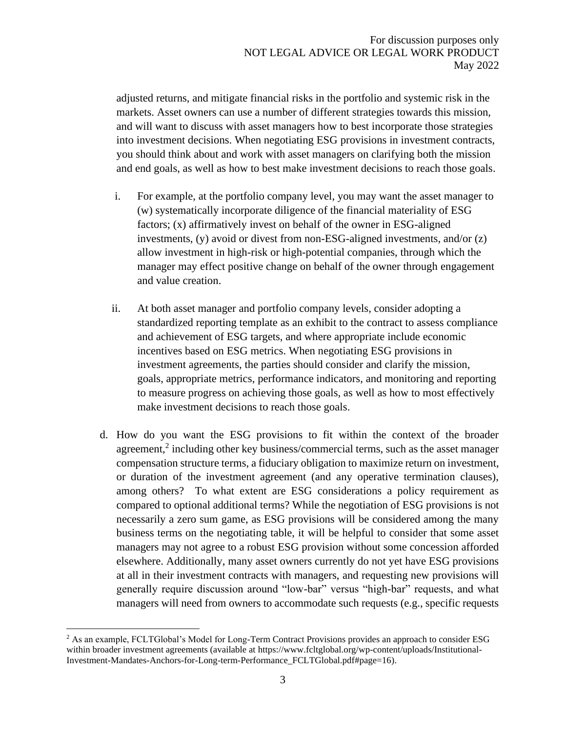adjusted returns, and mitigate financial risks in the portfolio and systemic risk in the markets. Asset owners can use a number of different strategies towards this mission, and will want to discuss with asset managers how to best incorporate those strategies into investment decisions. When negotiating ESG provisions in investment contracts, you should think about and work with asset managers on clarifying both the mission and end goals, as well as how to best make investment decisions to reach those goals.

i. For example, at the portfolio company level, you may want the asset manager to (w) systematically incorporate diligence of the financial materiality of ESG factors; (x) affirmatively invest on behalf of the owner in ESG-aligned investments, (y) avoid or divest from non-ESG-aligned investments, and/or (z) allow investment in high-risk or high-potential companies, through which the manager may effect positive change on behalf of the owner through engagement and value creation.

ii. At both asset manager and portfolio company levels, consider adopting a standardized reporting template as an exhibit to the contract to assess compliance and achievement of ESG targets, and where appropriate include economic incentives based on ESG metrics. When negotiating ESG provisions in investment agreements, the parties should consider and clarify the mission, goals, appropriate metrics, performance indicators, and monitoring and reporting to measure progress on achieving those goals, as well as how to most effectively make investment decisions to reach those goals.

d. How do you want the ESG provisions to fit within the context of the broader agreement,[2] including other key business/commercial terms, such as the asset manager compensation structure terms, a fiduciary obligation to maximize return on investment, or duration of the investment agreement (and any operative termination clauses), among others? To what extent are ESG considerations a policy requirement as compared to optional additional terms? While the negotiation of ESG provisions is not necessarily a zero sum game, as ESG provisions will be considered among the many business terms on the negotiating table, it will be helpful to consider that some asset managers may not agree to a robust ESG provision without some concession afforded elsewhere. Additionally, many asset owners currently do not yet have ESG provisions at all in their investment contracts with managers, and requesting new provisions will generally require discussion around "low-bar" versus "high-bar" requests, and what managers will need from owners to accommodate such requests (e.g., specific requests

[2] As an example, FCLTGlobal's Model for Long-Term Contract Provisions provides an approach to consider ESG within broader investment agreements (available at https://www.fcltglobal.org/wp-content/uploads/Institutional-Investment-Mandates-Anchors-for-Long-term-Performance_FCLTGlobal.pdf#page=16).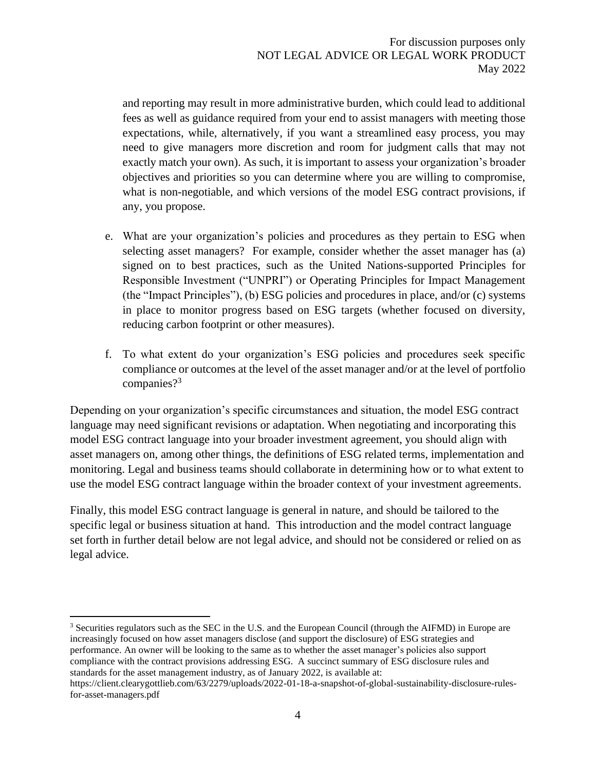and reporting may result in more administrative burden, which could lead to additional fees as well as guidance required from your end to assist managers with meeting those expectations, while, alternatively, if you want a streamlined easy process, you may need to give managers more discretion and room for judgment calls that may not exactly match your own). As such, it is important to assess your organization's broader objectives and priorities so you can determine where you are willing to compromise, what is non-negotiable, and which versions of the model ESG contract provisions, if any, you propose.

e. What are your organization's policies and procedures as they pertain to ESG when selecting asset managers? For example, consider whether the asset manager has (a) signed on to best practices, such as the United Nations-supported Principles for Responsible Investment ("UNPRI") or Operating Principles for Impact Management (the "Impact Principles"), (b) ESG policies and procedures in place, and/or (c) systems in place to monitor progress based on ESG targets (whether focused on diversity, reducing carbon footprint or other measures).

f. To what extent do your organization's ESG policies and procedures seek specific compliance or outcomes at the level of the asset manager and/or at the level of portfolio companies?[3]

Depending on your organization's specific circumstances and situation, the model ESG contract language may need significant revisions or adaptation. When negotiating and incorporating this model ESG contract language into your broader investment agreement, you should align with asset managers on, among other things, the definitions of ESG related terms, implementation and monitoring. Legal and business teams should collaborate in determining how or to what extent to use the model ESG contract language within the broader context of your investment agreements.

Finally, this model ESG contract language is general in nature, and should be tailored to the specific legal or business situation at hand. This introduction and the model contract language set forth in further detail below are not legal advice, and should not be considered or relied on as legal advice.

---

[3] Securities regulators such as the SEC in the U.S. and the European Council (through the AIFMD) in Europe are increasingly focused on how asset managers disclose (and support the disclosure) of ESG strategies and performance. An owner will be looking to the same as to whether the asset manager's policies also support compliance with the contract provisions addressing ESG. A succinct summary of ESG disclosure rules and standards for the asset management industry, as of January 2022, is available at: https://client.clearygottlieb.com/63/2279/uploads/2022-01-18-a-snapshot-of-global-sustainability-disclosure-rules-for-asset-managers.pdf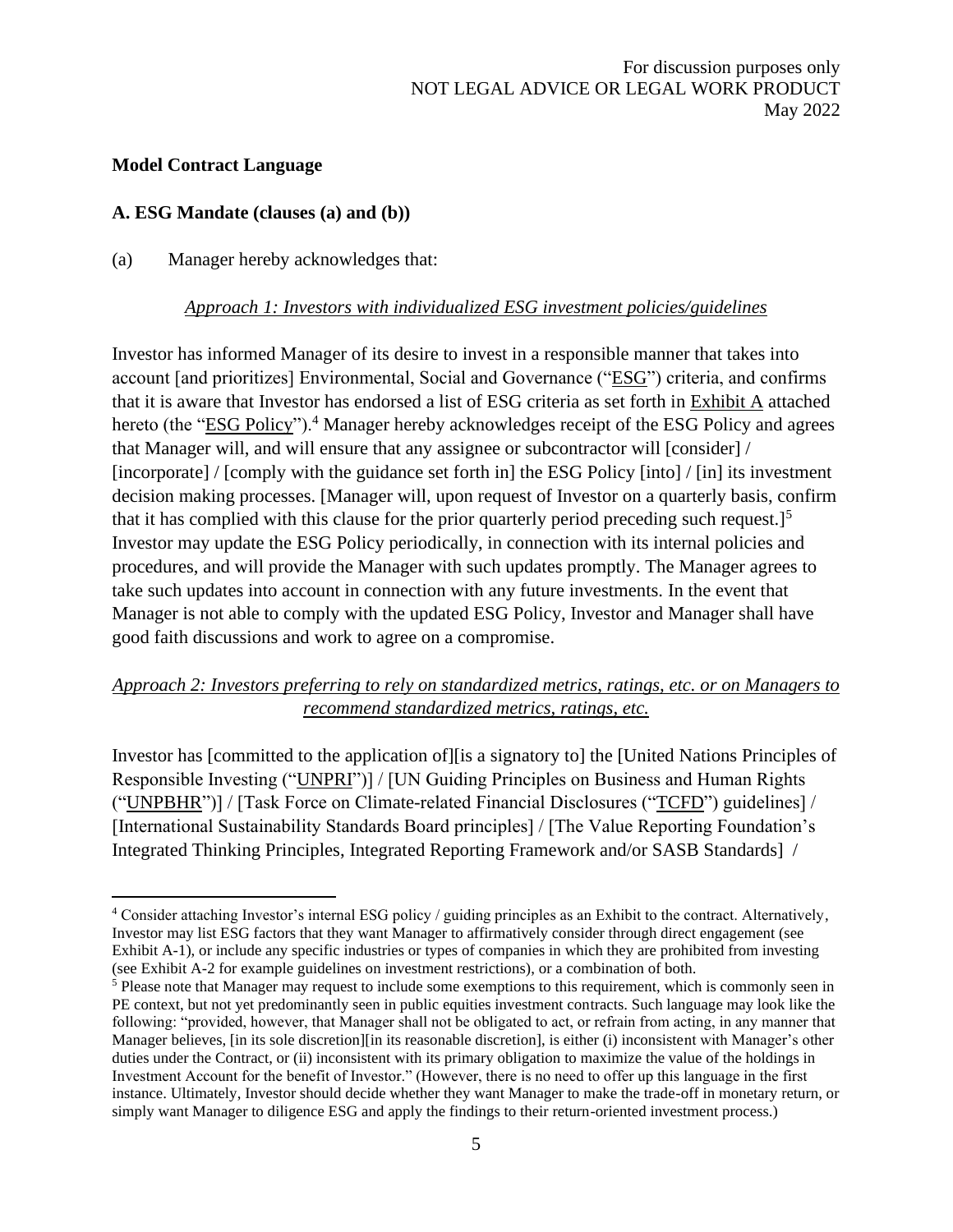## Model Contract Language

### A. ESG Mandate (clauses (a) and (b))

(a) Manager hereby acknowledges that:

*Approach 1: Investors with individualized ESG investment policies/guidelines*

Investor has informed Manager of its desire to invest in a responsible manner that takes into account [and prioritizes] Environmental, Social and Governance ("ESG") criteria, and confirms that it is aware that Investor has endorsed a list of ESG criteria as set forth in Exhibit A attached hereto (the "ESG Policy").[4] Manager hereby acknowledges receipt of the ESG Policy and agrees that Manager will, and will ensure that any assignee or subcontractor will [consider] / [incorporate] / [comply with the guidance set forth in] the ESG Policy [into] / [in] its investment decision making processes. [Manager will, upon request of Investor on a quarterly basis, confirm that it has complied with this clause for the prior quarterly period preceding such request.][5] Investor may update the ESG Policy periodically, in connection with its internal policies and procedures, and will provide the Manager with such updates promptly. The Manager agrees to take such updates into account in connection with any future investments. In the event that Manager is not able to comply with the updated ESG Policy, Investor and Manager shall have good faith discussions and work to agree on a compromise.

*Approach 2: Investors preferring to rely on standardized metrics, ratings, etc. or on Managers to recommend standardized metrics, ratings, etc.*

Investor has [committed to the application of][is a signatory to] the [United Nations Principles of Responsible Investing ("UNPRI")] / [UN Guiding Principles on Business and Human Rights ("UNPBHR")] / [Task Force on Climate-related Financial Disclosures ("TCFD") guidelines] / [International Sustainability Standards Board principles] / [The Value Reporting Foundation's Integrated Thinking Principles, Integrated Reporting Framework and/or SASB Standards] /

---

[4] Consider attaching Investor's internal ESG policy / guiding principles as an Exhibit to the contract. Alternatively, Investor may list ESG factors that they want Manager to affirmatively consider through direct engagement (see Exhibit A-1), or include any specific industries or types of companies in which they are prohibited from investing (see Exhibit A-2 for example guidelines on investment restrictions), or a combination of both.

[5] Please note that Manager may request to include some exemptions to this requirement, which is commonly seen in PE context, but not yet predominantly seen in public equities investment contracts. Such language may look like the following: "provided, however, that Manager shall not be obligated to act, or refrain from acting, in any manner that Manager believes, [in its sole discretion][in its reasonable discretion], is either (i) inconsistent with Manager's other duties under the Contract, or (ii) inconsistent with its primary obligation to maximize the value of the holdings in Investment Account for the benefit of Investor." (However, there is no need to offer up this language in the first instance. Ultimately, Investor should decide whether they want Manager to make the trade-off in monetary return, or simply want Manager to diligence ESG and apply the findings to their return-oriented investment process.)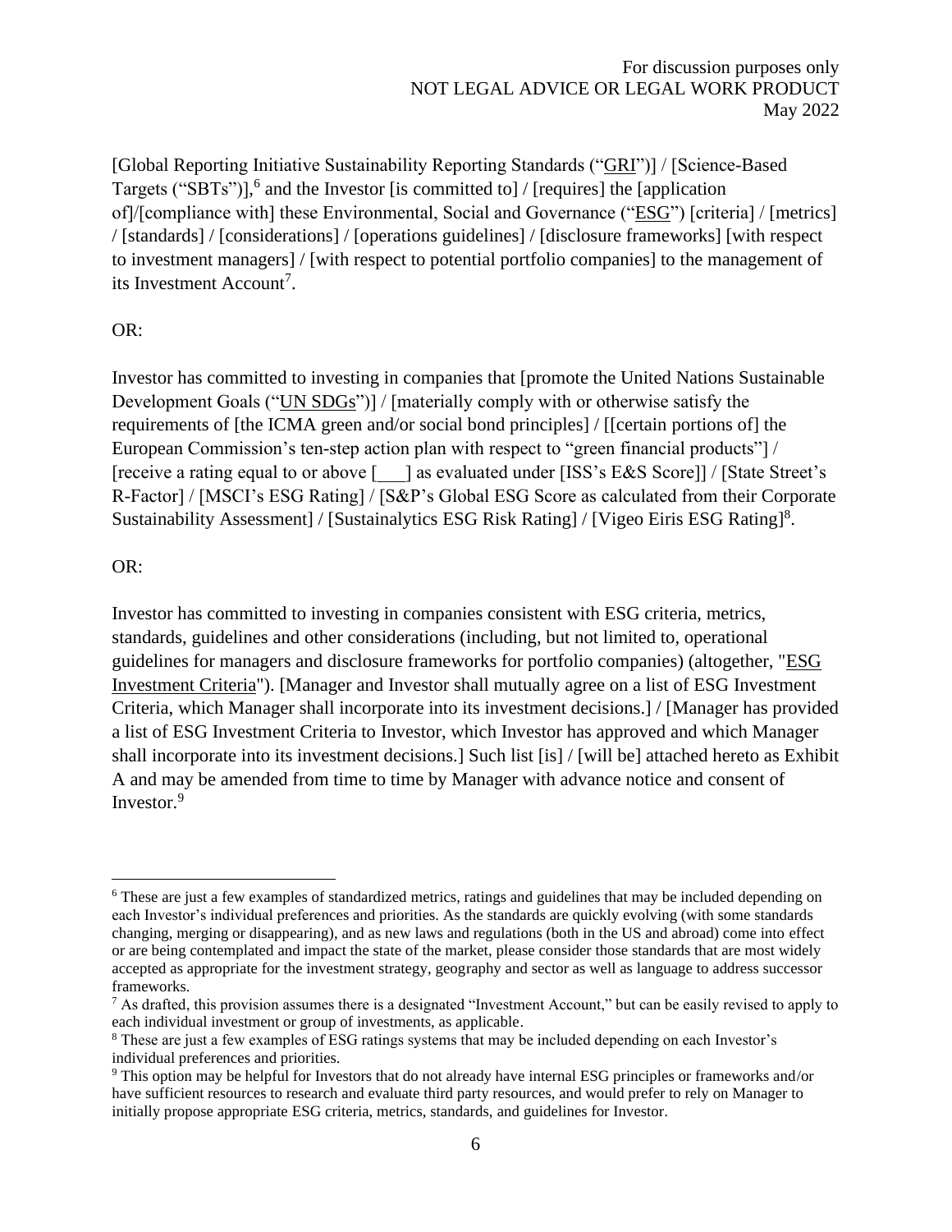[Global Reporting Initiative Sustainability Reporting Standards ("GRI")] / [Science-Based Targets ("SBTs")],[6] and the Investor [is committed to] / [requires] the [application of]/[compliance with] these Environmental, Social and Governance ("ESG") [criteria] / [metrics] / [standards] / [considerations] / [operations guidelines] / [disclosure frameworks] [with respect to investment managers] / [with respect to potential portfolio companies] to the management of its Investment Account[7].

OR:

Investor has committed to investing in companies that [promote the United Nations Sustainable Development Goals ("UN SDGs")] / [materially comply with or otherwise satisfy the requirements of [the ICMA green and/or social bond principles] / [[certain portions of] the European Commission's ten-step action plan with respect to "green financial products"] / [receive a rating equal to or above [___] as evaluated under [ISS's E&S Score]] / [State Street's R-Factor] / [MSCI's ESG Rating] / [S&P's Global ESG Score as calculated from their Corporate Sustainability Assessment] / [Sustainalytics ESG Risk Rating] / [Vigeo Eiris ESG Rating][8].

OR:

Investor has committed to investing in companies consistent with ESG criteria, metrics, standards, guidelines and other considerations (including, but not limited to, operational guidelines for managers and disclosure frameworks for portfolio companies) (altogether, "ESG Investment Criteria"). [Manager and Investor shall mutually agree on a list of ESG Investment Criteria, which Manager shall incorporate into its investment decisions.] / [Manager has provided a list of ESG Investment Criteria to Investor, which Investor has approved and which Manager shall incorporate into its investment decisions.] Such list [is] / [will be] attached hereto as Exhibit A and may be amended from time to time by Manager with advance notice and consent of Investor.[9]

---

[6] These are just a few examples of standardized metrics, ratings and guidelines that may be included depending on each Investor's individual preferences and priorities. As the standards are quickly evolving (with some standards changing, merging or disappearing), and as new laws and regulations (both in the US and abroad) come into effect or are being contemplated and impact the state of the market, please consider those standards that are most widely accepted as appropriate for the investment strategy, geography and sector as well as language to address successor frameworks.

[7] As drafted, this provision assumes there is a designated "Investment Account," but can be easily revised to apply to each individual investment or group of investments, as applicable.

[8] These are just a few examples of ESG ratings systems that may be included depending on each Investor's individual preferences and priorities.

[9] This option may be helpful for Investors that do not already have internal ESG principles or frameworks and/or have sufficient resources to research and evaluate third party resources, and would prefer to rely on Manager to initially propose appropriate ESG criteria, metrics, standards, and guidelines for Investor.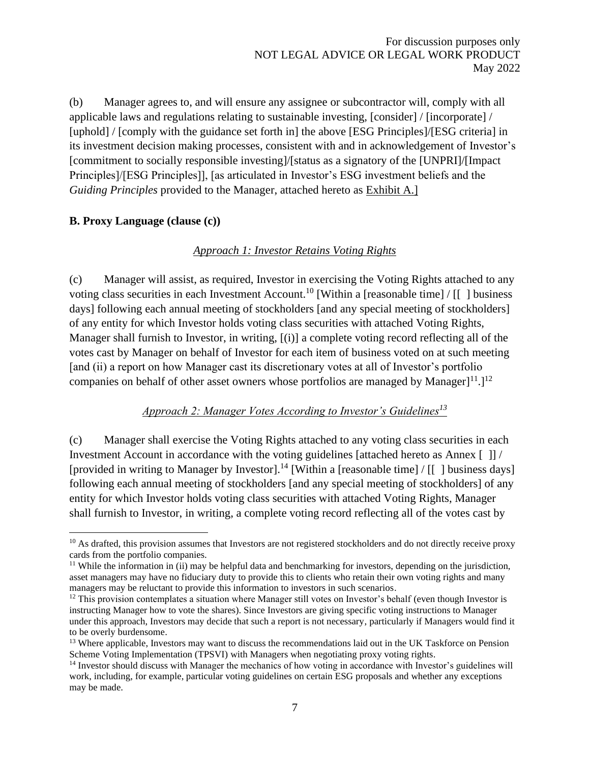(b) Manager agrees to, and will ensure any assignee or subcontractor will, comply with all applicable laws and regulations relating to sustainable investing, [consider] / [incorporate] / [uphold] / [comply with the guidance set forth in] the above [ESG Principles]/[ESG criteria] in its investment decision making processes, consistent with and in acknowledgement of Investor's [commitment to socially responsible investing]/[status as a signatory of the [UNPRI]/[Impact Principles]/[ESG Principles]], [as articulated in Investor's ESG investment beliefs and the *Guiding Principles* provided to the Manager, attached hereto as Exhibit A.]

**B. Proxy Language (clause (c))**

*Approach 1: Investor Retains Voting Rights*

(c) Manager will assist, as required, Investor in exercising the Voting Rights attached to any voting class securities in each Investment Account.[10] [Within a [reasonable time] / [[ ] business days] following each annual meeting of stockholders [and any special meeting of stockholders] of any entity for which Investor holds voting class securities with attached Voting Rights, Manager shall furnish to Investor, in writing, [(i)] a complete voting record reflecting all of the votes cast by Manager on behalf of Investor for each item of business voted on at such meeting [and (ii) a report on how Manager cast its discretionary votes at all of Investor's portfolio companies on behalf of other asset owners whose portfolios are managed by Manager][11].][12]

*Approach 2: Manager Votes According to Investor's Guidelines[13]*

(c) Manager shall exercise the Voting Rights attached to any voting class securities in each Investment Account in accordance with the voting guidelines [attached hereto as Annex [ ]] / [provided in writing to Manager by Investor].[14] [Within a [reasonable time] / [[ ] business days] following each annual meeting of stockholders [and any special meeting of stockholders] of any entity for which Investor holds voting class securities with attached Voting Rights, Manager shall furnish to Investor, in writing, a complete voting record reflecting all of the votes cast by

---

[10] As drafted, this provision assumes that Investors are not registered stockholders and do not directly receive proxy cards from the portfolio companies.

[11] While the information in (ii) may be helpful data and benchmarking for investors, depending on the jurisdiction, asset managers may have no fiduciary duty to provide this to clients who retain their own voting rights and many managers may be reluctant to provide this information to investors in such scenarios.

[12] This provision contemplates a situation where Manager still votes on Investor's behalf (even though Investor is instructing Manager how to vote the shares). Since Investors are giving specific voting instructions to Manager under this approach, Investors may decide that such a report is not necessary, particularly if Managers would find it to be overly burdensome.

[13] Where applicable, Investors may want to discuss the recommendations laid out in the UK Taskforce on Pension Scheme Voting Implementation (TPSVI) with Managers when negotiating proxy voting rights.

[14] Investor should discuss with Manager the mechanics of how voting in accordance with Investor's guidelines will work, including, for example, particular voting guidelines on certain ESG proposals and whether any exceptions may be made.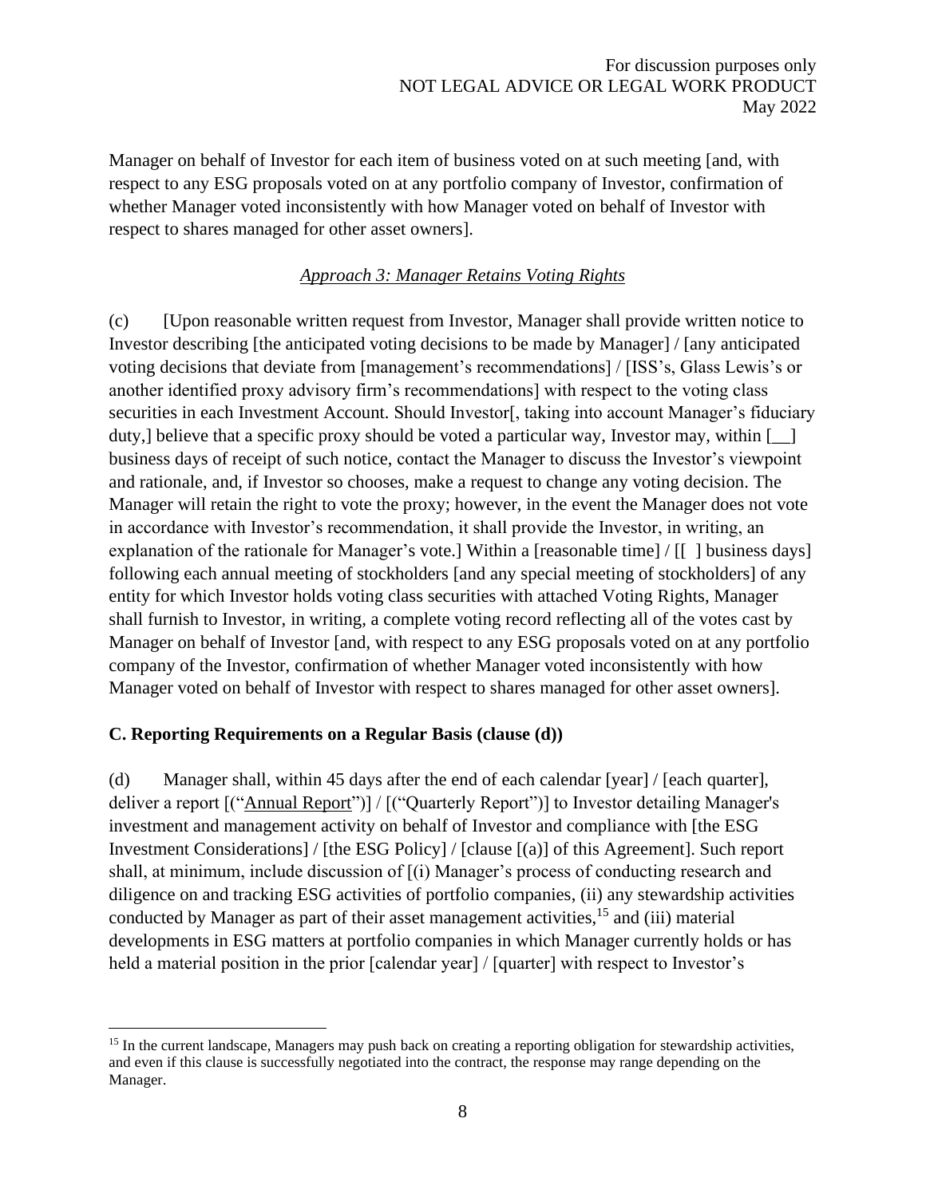Manager on behalf of Investor for each item of business voted on at such meeting [and, with respect to any ESG proposals voted on at any portfolio company of Investor, confirmation of whether Manager voted inconsistently with how Manager voted on behalf of Investor with respect to shares managed for other asset owners].

*Approach 3: Manager Retains Voting Rights*

(c) [Upon reasonable written request from Investor, Manager shall provide written notice to Investor describing [the anticipated voting decisions to be made by Manager] / [any anticipated voting decisions that deviate from [management's recommendations] / [ISS's, Glass Lewis's or another identified proxy advisory firm's recommendations] with respect to the voting class securities in each Investment Account. Should Investor[, taking into account Manager's fiduciary duty,] believe that a specific proxy should be voted a particular way, Investor may, within [__] business days of receipt of such notice, contact the Manager to discuss the Investor's viewpoint and rationale, and, if Investor so chooses, make a request to change any voting decision. The Manager will retain the right to vote the proxy; however, in the event the Manager does not vote in accordance with Investor's recommendation, it shall provide the Investor, in writing, an explanation of the rationale for Manager's vote.] Within a [reasonable time] / [[ ] business days] following each annual meeting of stockholders [and any special meeting of stockholders] of any entity for which Investor holds voting class securities with attached Voting Rights, Manager shall furnish to Investor, in writing, a complete voting record reflecting all of the votes cast by Manager on behalf of Investor [and, with respect to any ESG proposals voted on at any portfolio company of the Investor, confirmation of whether Manager voted inconsistently with how Manager voted on behalf of Investor with respect to shares managed for other asset owners].

**C. Reporting Requirements on a Regular Basis (clause (d))**

(d) Manager shall, within 45 days after the end of each calendar [year] / [each quarter], deliver a report [("Annual Report")] / [("Quarterly Report")] to Investor detailing Manager's investment and management activity on behalf of Investor and compliance with [the ESG Investment Considerations] / [the ESG Policy] / [clause [(a)] of this Agreement]. Such report shall, at minimum, include discussion of [(i) Manager's process of conducting research and diligence on and tracking ESG activities of portfolio companies, (ii) any stewardship activities conducted by Manager as part of their asset management activities,[15] and (iii) material developments in ESG matters at portfolio companies in which Manager currently holds or has held a material position in the prior [calendar year] / [quarter] with respect to Investor's

[15] In the current landscape, Managers may push back on creating a reporting obligation for stewardship activities, and even if this clause is successfully negotiated into the contract, the response may range depending on the Manager.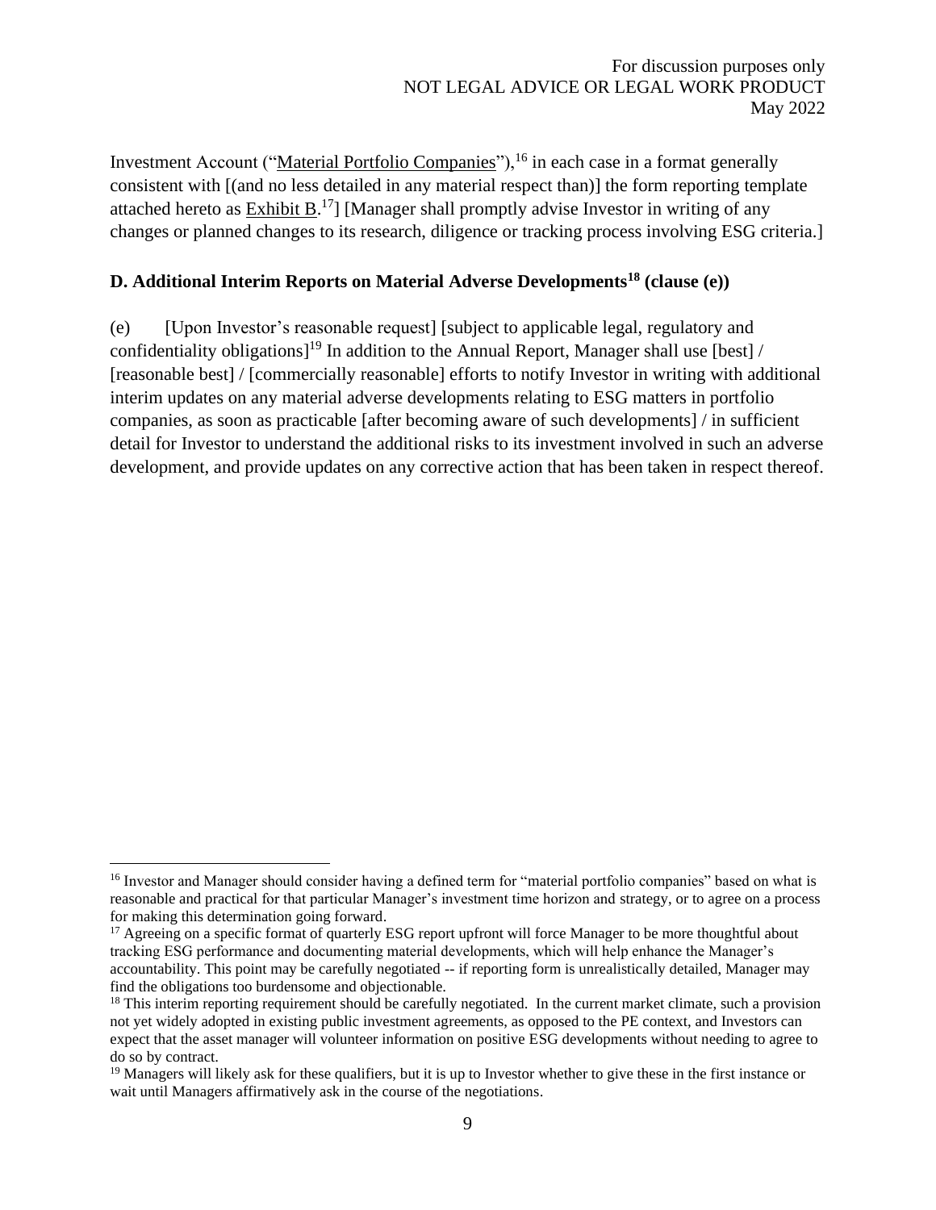Investment Account ("Material Portfolio Companies"),[16] in each case in a format generally consistent with [(and no less detailed in any material respect than)] the form reporting template attached hereto as Exhibit B.[17]] [Manager shall promptly advise Investor in writing of any changes or planned changes to its research, diligence or tracking process involving ESG criteria.]

### D. Additional Interim Reports on Material Adverse Developments[18] (clause (e))

(e) [Upon Investor's reasonable request] [subject to applicable legal, regulatory and confidentiality obligations][19] In addition to the Annual Report, Manager shall use [best] / [reasonable best] / [commercially reasonable] efforts to notify Investor in writing with additional interim updates on any material adverse developments relating to ESG matters in portfolio companies, as soon as practicable [after becoming aware of such developments] / in sufficient detail for Investor to understand the additional risks to its investment involved in such an adverse development, and provide updates on any corrective action that has been taken in respect thereof.

---

[16] Investor and Manager should consider having a defined term for "material portfolio companies" based on what is reasonable and practical for that particular Manager's investment time horizon and strategy, or to agree on a process for making this determination going forward.

[17] Agreeing on a specific format of quarterly ESG report upfront will force Manager to be more thoughtful about tracking ESG performance and documenting material developments, which will help enhance the Manager's accountability. This point may be carefully negotiated -- if reporting form is unrealistically detailed, Manager may find the obligations too burdensome and objectionable.

[18] This interim reporting requirement should be carefully negotiated. In the current market climate, such a provision not yet widely adopted in existing public investment agreements, as opposed to the PE context, and Investors can expect that the asset manager will volunteer information on positive ESG developments without needing to agree to do so by contract.

[19] Managers will likely ask for these qualifiers, but it is up to Investor whether to give these in the first instance or wait until Managers affirmatively ask in the course of the negotiations.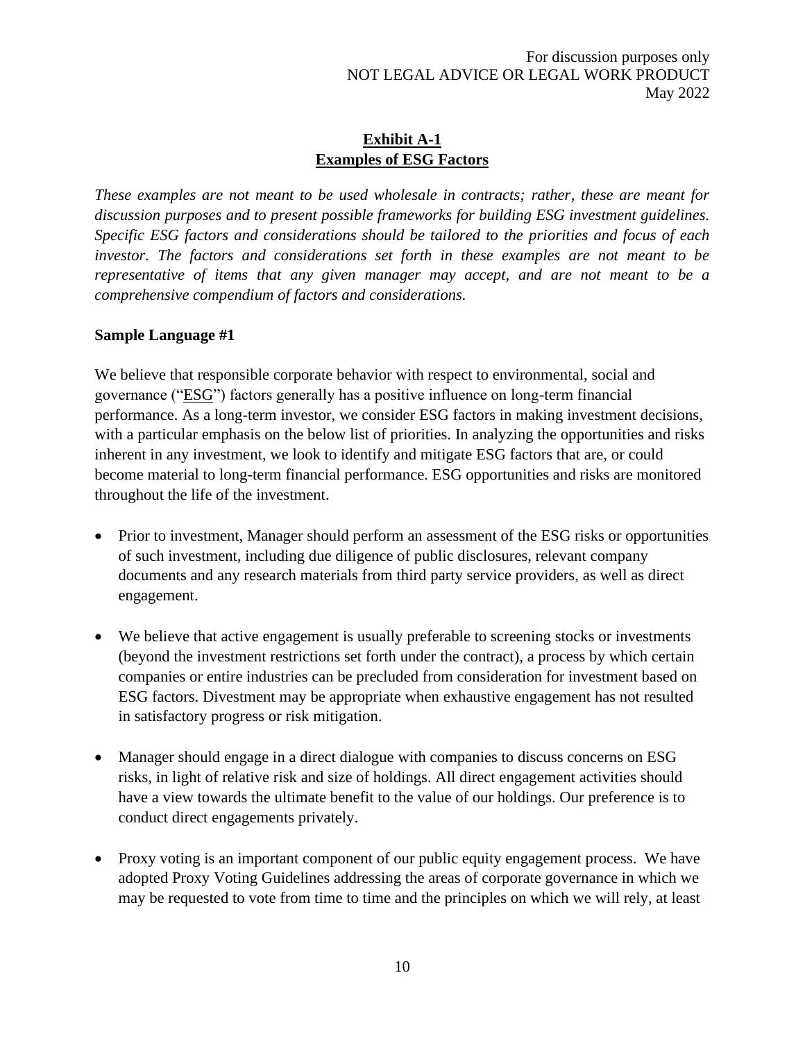For discussion purposes only
NOT LEGAL ADVICE OR LEGAL WORK PRODUCT
May 2022

## Exhibit A-1
## Examples of ESG Factors

*These examples are not meant to be used wholesale in contracts; rather, these are meant for discussion purposes and to present possible frameworks for building ESG investment guidelines. Specific ESG factors and considerations should be tailored to the priorities and focus of each investor. The factors and considerations set forth in these examples are not meant to be representative of items that any given manager may accept, and are not meant to be a comprehensive compendium of factors and considerations.*

**Sample Language #1**

We believe that responsible corporate behavior with respect to environmental, social and governance ("ESG") factors generally has a positive influence on long-term financial performance. As a long-term investor, we consider ESG factors in making investment decisions, with a particular emphasis on the below list of priorities. In analyzing the opportunities and risks inherent in any investment, we look to identify and mitigate ESG factors that are, or could become material to long-term financial performance. ESG opportunities and risks are monitored throughout the life of the investment.

- Prior to investment, Manager should perform an assessment of the ESG risks or opportunities of such investment, including due diligence of public disclosures, relevant company documents and any research materials from third party service providers, as well as direct engagement.
- We believe that active engagement is usually preferable to screening stocks or investments (beyond the investment restrictions set forth under the contract), a process by which certain companies or entire industries can be precluded from consideration for investment based on ESG factors. Divestment may be appropriate when exhaustive engagement has not resulted in satisfactory progress or risk mitigation.
- Manager should engage in a direct dialogue with companies to discuss concerns on ESG risks, in light of relative risk and size of holdings. All direct engagement activities should have a view towards the ultimate benefit to the value of our holdings. Our preference is to conduct direct engagements privately.
- Proxy voting is an important component of our public equity engagement process. We have adopted Proxy Voting Guidelines addressing the areas of corporate governance in which we may be requested to vote from time to time and the principles on which we will rely, at least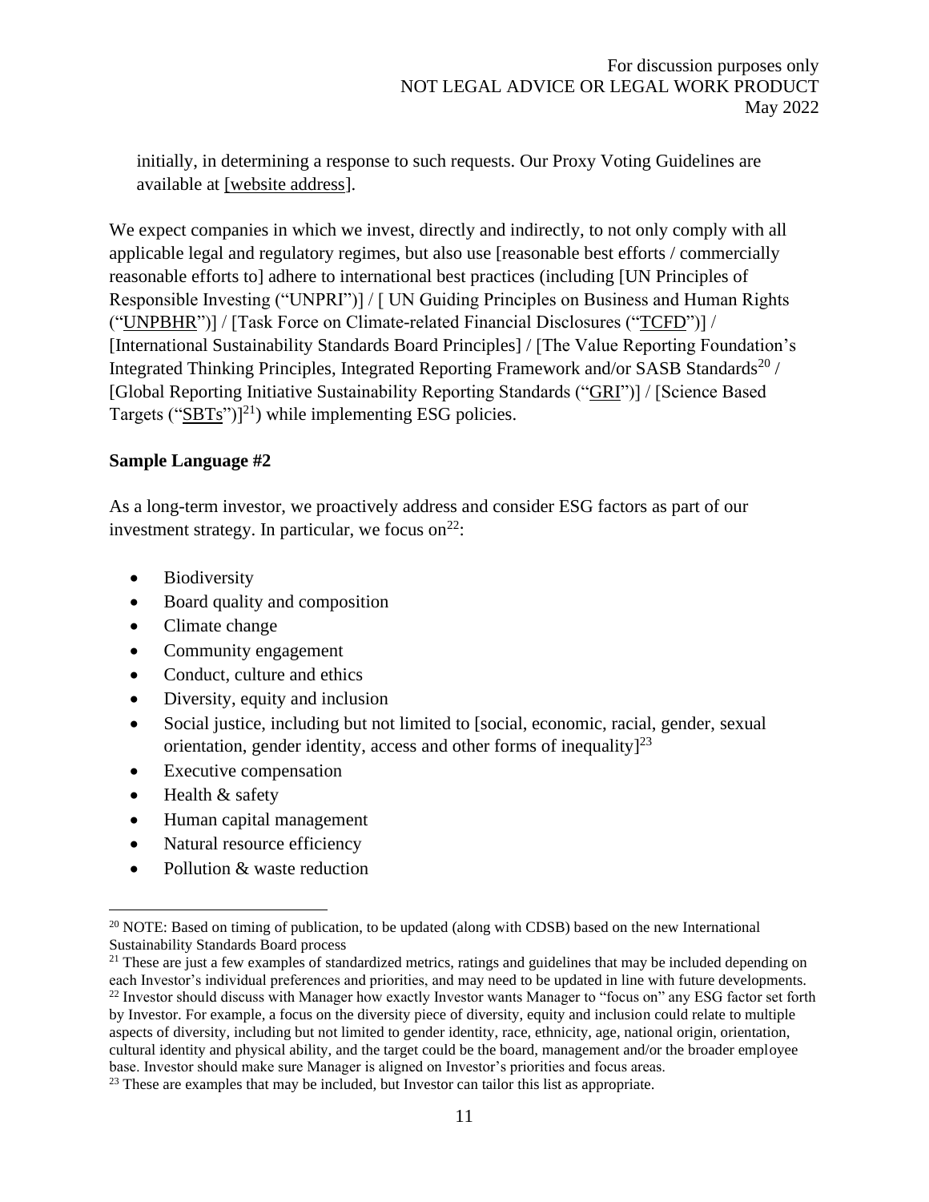initially, in determining a response to such requests. Our Proxy Voting Guidelines are available at [website address].

We expect companies in which we invest, directly and indirectly, to not only comply with all applicable legal and regulatory regimes, but also use [reasonable best efforts / commercially reasonable efforts to] adhere to international best practices (including [UN Principles of Responsible Investing ("UNPRI")] / [ UN Guiding Principles on Business and Human Rights ("UNPBHR")] / [Task Force on Climate-related Financial Disclosures ("TCFD")] / [International Sustainability Standards Board Principles] / [The Value Reporting Foundation's Integrated Thinking Principles, Integrated Reporting Framework and/or SASB Standards[20] / [Global Reporting Initiative Sustainability Reporting Standards ("GRI")] / [Science Based Targets ("SBTs")][21]) while implementing ESG policies.

**Sample Language #2**

As a long-term investor, we proactively address and consider ESG factors as part of our investment strategy. In particular, we focus on[22]:

- Biodiversity
- Board quality and composition
- Climate change
- Community engagement
- Conduct, culture and ethics
- Diversity, equity and inclusion
- Social justice, including but not limited to [social, economic, racial, gender, sexual orientation, gender identity, access and other forms of inequality][23]
- Executive compensation
- Health & safety
- Human capital management
- Natural resource efficiency
- Pollution & waste reduction

---

[20] NOTE: Based on timing of publication, to be updated (along with CDSB) based on the new International Sustainability Standards Board process

[21] These are just a few examples of standardized metrics, ratings and guidelines that may be included depending on each Investor's individual preferences and priorities, and may need to be updated in line with future developments.

[22] Investor should discuss with Manager how exactly Investor wants Manager to "focus on" any ESG factor set forth by Investor. For example, a focus on the diversity piece of diversity, equity and inclusion could relate to multiple aspects of diversity, including but not limited to gender identity, race, ethnicity, age, national origin, orientation, cultural identity and physical ability, and the target could be the board, management and/or the broader employee base. Investor should make sure Manager is aligned on Investor's priorities and focus areas.

[23] These are examples that may be included, but Investor can tailor this list as appropriate.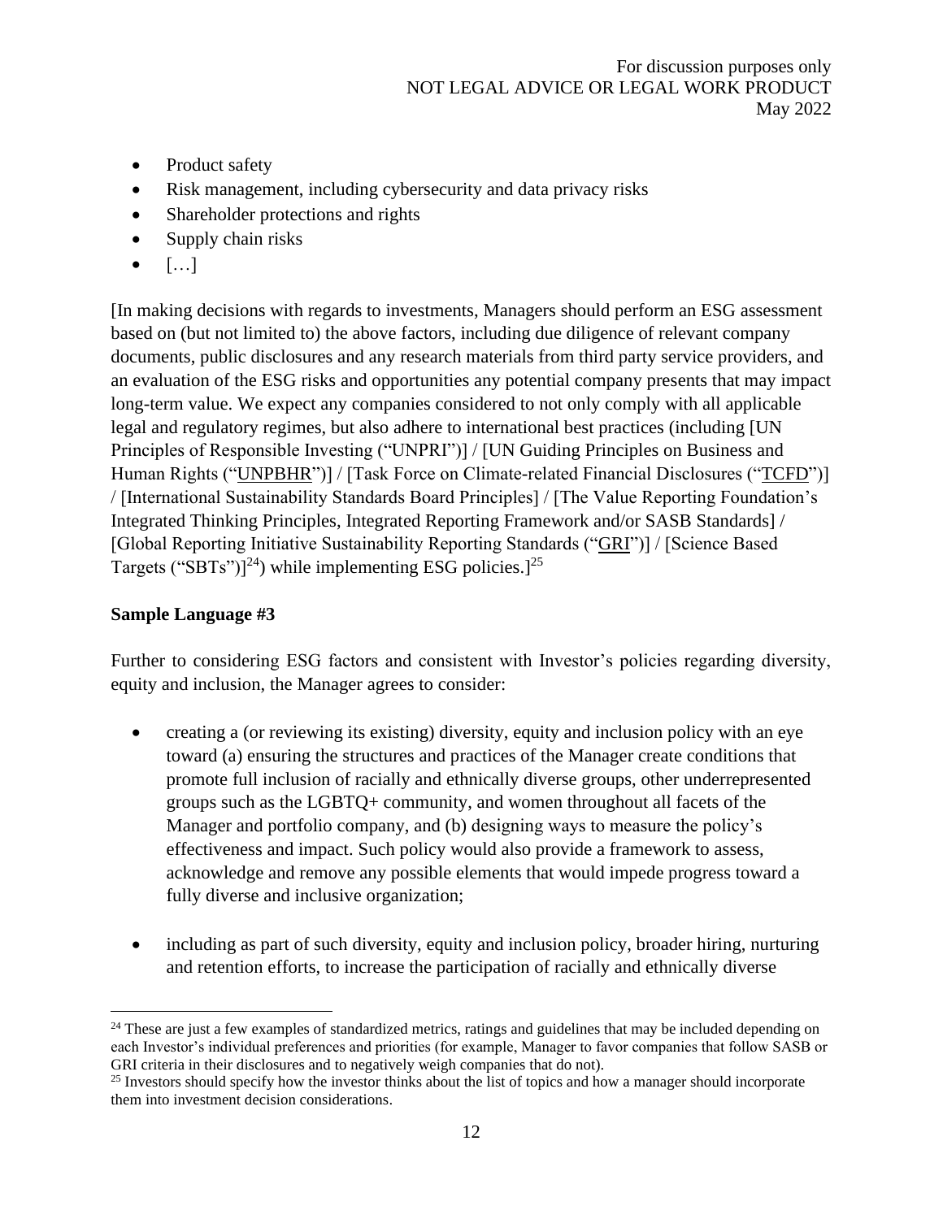- Product safety
- Risk management, including cybersecurity and data privacy risks
- Shareholder protections and rights
- Supply chain risks
- […]

[In making decisions with regards to investments, Managers should perform an ESG assessment based on (but not limited to) the above factors, including due diligence of relevant company documents, public disclosures and any research materials from third party service providers, and an evaluation of the ESG risks and opportunities any potential company presents that may impact long-term value. We expect any companies considered to not only comply with all applicable legal and regulatory regimes, but also adhere to international best practices (including [UN Principles of Responsible Investing ("UNPRI")] / [UN Guiding Principles on Business and Human Rights ("UNPBHR")] / [Task Force on Climate-related Financial Disclosures ("TCFD")] / [International Sustainability Standards Board Principles] / [The Value Reporting Foundation's Integrated Thinking Principles, Integrated Reporting Framework and/or SASB Standards] / [Global Reporting Initiative Sustainability Reporting Standards ("GRI")] / [Science Based Targets ("SBTs")][24]) while implementing ESG policies.][25]

**Sample Language #3**

Further to considering ESG factors and consistent with Investor's policies regarding diversity, equity and inclusion, the Manager agrees to consider:

- creating a (or reviewing its existing) diversity, equity and inclusion policy with an eye toward (a) ensuring the structures and practices of the Manager create conditions that promote full inclusion of racially and ethnically diverse groups, other underrepresented groups such as the LGBTQ+ community, and women throughout all facets of the Manager and portfolio company, and (b) designing ways to measure the policy's effectiveness and impact. Such policy would also provide a framework to assess, acknowledge and remove any possible elements that would impede progress toward a fully diverse and inclusive organization;

- including as part of such diversity, equity and inclusion policy, broader hiring, nurturing and retention efforts, to increase the participation of racially and ethnically diverse

[24] These are just a few examples of standardized metrics, ratings and guidelines that may be included depending on each Investor's individual preferences and priorities (for example, Manager to favor companies that follow SASB or GRI criteria in their disclosures and to negatively weigh companies that do not).

[25] Investors should specify how the investor thinks about the list of topics and how a manager should incorporate them into investment decision considerations.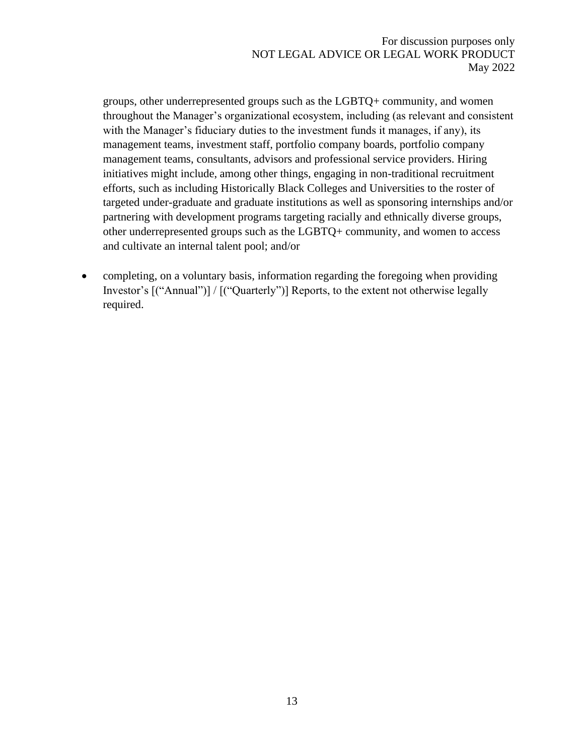groups, other underrepresented groups such as the LGBTQ+ community, and women throughout the Manager's organizational ecosystem, including (as relevant and consistent with the Manager's fiduciary duties to the investment funds it manages, if any), its management teams, investment staff, portfolio company boards, portfolio company management teams, consultants, advisors and professional service providers. Hiring initiatives might include, among other things, engaging in non-traditional recruitment efforts, such as including Historically Black Colleges and Universities to the roster of targeted under-graduate and graduate institutions as well as sponsoring internships and/or partnering with development programs targeting racially and ethnically diverse groups, other underrepresented groups such as the LGBTQ+ community, and women to access and cultivate an internal talent pool; and/or

- completing, on a voluntary basis, information regarding the foregoing when providing Investor's [("Annual")] / [("Quarterly")] Reports, to the extent not otherwise legally required.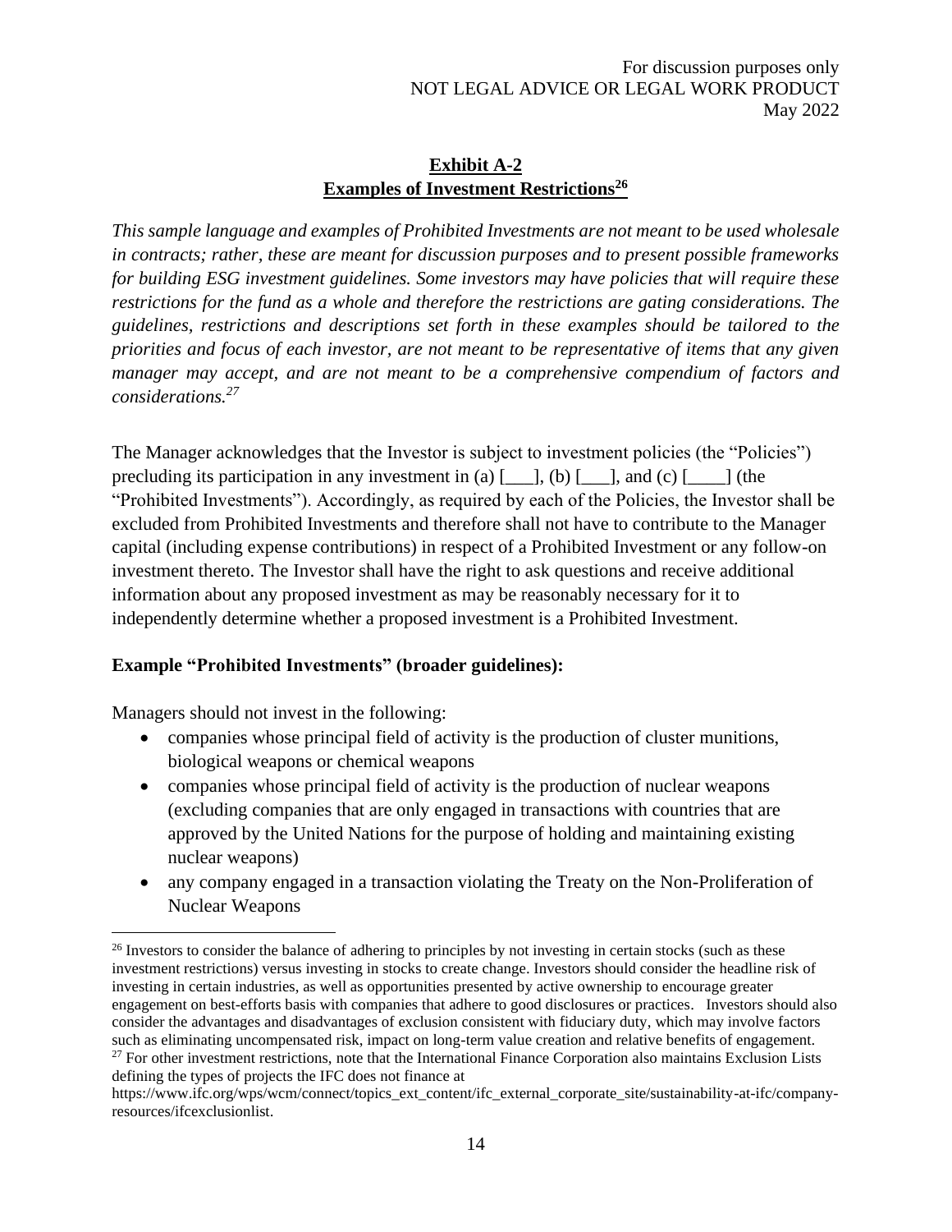## Exhibit A-2
## Examples of Investment Restrictions[26]

*This sample language and examples of Prohibited Investments are not meant to be used wholesale in contracts; rather, these are meant for discussion purposes and to present possible frameworks for building ESG investment guidelines. Some investors may have policies that will require these restrictions for the fund as a whole and therefore the restrictions are gating considerations. The guidelines, restrictions and descriptions set forth in these examples should be tailored to the priorities and focus of each investor, are not meant to be representative of items that any given manager may accept, and are not meant to be a comprehensive compendium of factors and considerations.[27]*

The Manager acknowledges that the Investor is subject to investment policies (the "Policies") precluding its participation in any investment in (a) [___], (b) [___], and (c) [____] (the "Prohibited Investments"). Accordingly, as required by each of the Policies, the Investor shall be excluded from Prohibited Investments and therefore shall not have to contribute to the Manager capital (including expense contributions) in respect of a Prohibited Investment or any follow-on investment thereto. The Investor shall have the right to ask questions and receive additional information about any proposed investment as may be reasonably necessary for it to independently determine whether a proposed investment is a Prohibited Investment.

**Example "Prohibited Investments" (broader guidelines):**

Managers should not invest in the following:

- companies whose principal field of activity is the production of cluster munitions, biological weapons or chemical weapons
- companies whose principal field of activity is the production of nuclear weapons (excluding companies that are only engaged in transactions with countries that are approved by the United Nations for the purpose of holding and maintaining existing nuclear weapons)
- any company engaged in a transaction violating the Treaty on the Non-Proliferation of Nuclear Weapons

---

[26] Investors to consider the balance of adhering to principles by not investing in certain stocks (such as these investment restrictions) versus investing in stocks to create change. Investors should consider the headline risk of investing in certain industries, as well as opportunities presented by active ownership to encourage greater engagement on best-efforts basis with companies that adhere to good disclosures or practices. Investors should also consider the advantages and disadvantages of exclusion consistent with fiduciary duty, which may involve factors such as eliminating uncompensated risk, impact on long-term value creation and relative benefits of engagement.

[27] For other investment restrictions, note that the International Finance Corporation also maintains Exclusion Lists defining the types of projects the IFC does not finance at https://www.ifc.org/wps/wcm/connect/topics_ext_content/ifc_external_corporate_site/sustainability-at-ifc/company-resources/ifcexclusionlist.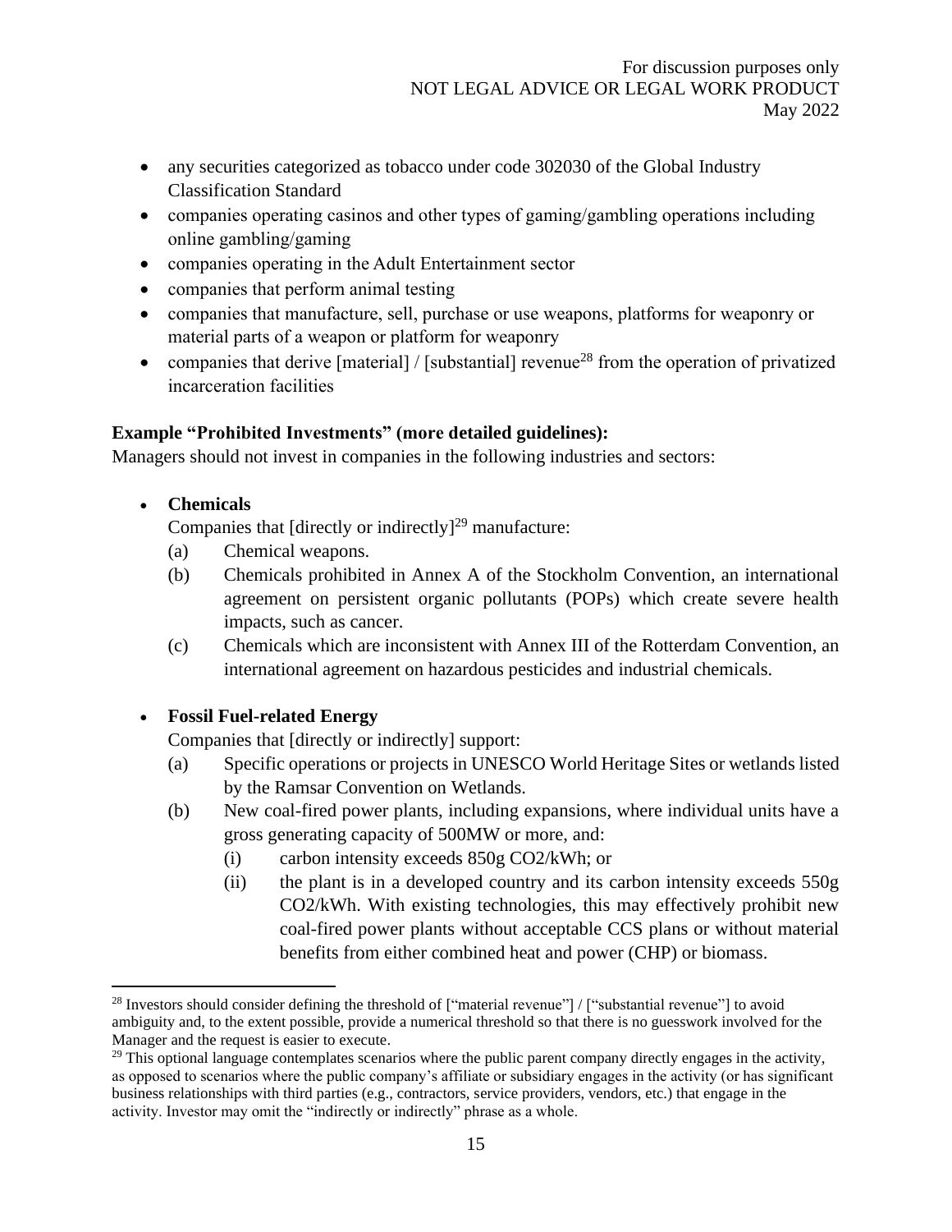- any securities categorized as tobacco under code 302030 of the Global Industry Classification Standard
- companies operating casinos and other types of gaming/gambling operations including online gambling/gaming
- companies operating in the Adult Entertainment sector
- companies that perform animal testing
- companies that manufacture, sell, purchase or use weapons, platforms for weaponry or material parts of a weapon or platform for weaponry
- companies that derive [material] / [substantial] revenue[28] from the operation of privatized incarceration facilities

**Example "Prohibited Investments" (more detailed guidelines):**

Managers should not invest in companies in the following industries and sectors:

- **Chemicals**

  Companies that [directly or indirectly][29] manufacture:

  (a) Chemical weapons.

  (b) Chemicals prohibited in Annex A of the Stockholm Convention, an international agreement on persistent organic pollutants (POPs) which create severe health impacts, such as cancer.

  (c) Chemicals which are inconsistent with Annex III of the Rotterdam Convention, an international agreement on hazardous pesticides and industrial chemicals.

- **Fossil Fuel-related Energy**

  Companies that [directly or indirectly] support:

  (a) Specific operations or projects in UNESCO World Heritage Sites or wetlands listed by the Ramsar Convention on Wetlands.

  (b) New coal-fired power plants, including expansions, where individual units have a gross generating capacity of 500MW or more, and:

    (i) carbon intensity exceeds 850g $CO_2$/kWh; or

    (ii) the plant is in a developed country and its carbon intensity exceeds 550g $CO_2$/kWh. With existing technologies, this may effectively prohibit new coal-fired power plants without acceptable CCS plans or without material benefits from either combined heat and power (CHP) or biomass.

---

[28] Investors should consider defining the threshold of ["material revenue"] / ["substantial revenue"] to avoid ambiguity and, to the extent possible, provide a numerical threshold so that there is no guesswork involved for the Manager and the request is easier to execute.

[29] This optional language contemplates scenarios where the public parent company directly engages in the activity, as opposed to scenarios where the public company's affiliate or subsidiary engages in the activity (or has significant business relationships with third parties (e.g., contractors, service providers, vendors, etc.) that engage in the activity. Investor may omit the "indirectly or indirectly" phrase as a whole.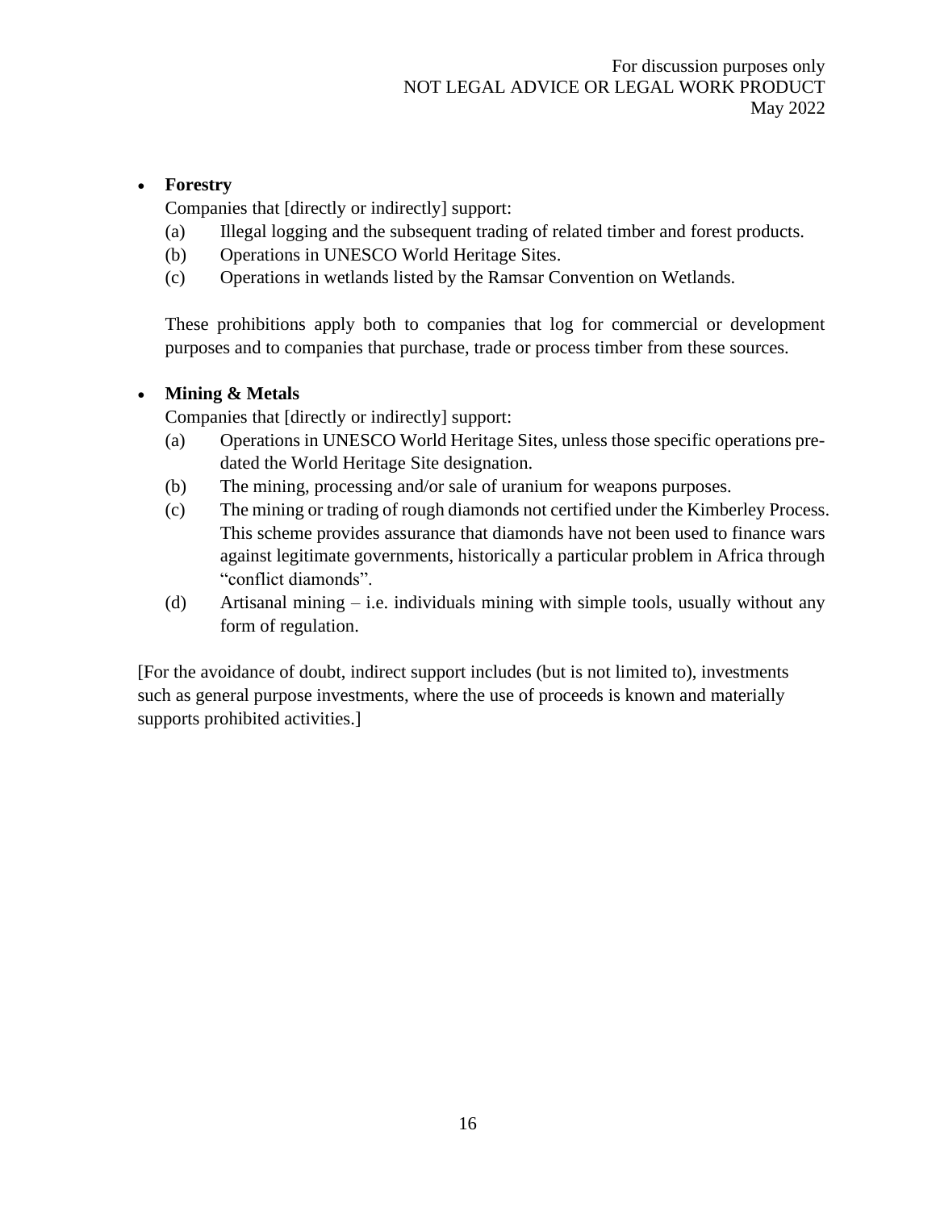- **Forestry**

  Companies that [directly or indirectly] support:

  (a) Illegal logging and the subsequent trading of related timber and forest products.

  (b) Operations in UNESCO World Heritage Sites.

  (c) Operations in wetlands listed by the Ramsar Convention on Wetlands.

  These prohibitions apply both to companies that log for commercial or development purposes and to companies that purchase, trade or process timber from these sources.

- **Mining & Metals**

  Companies that [directly or indirectly] support:

  (a) Operations in UNESCO World Heritage Sites, unless those specific operations pre-dated the World Heritage Site designation.

  (b) The mining, processing and/or sale of uranium for weapons purposes.

  (c) The mining or trading of rough diamonds not certified under the Kimberley Process. This scheme provides assurance that diamonds have not been used to finance wars against legitimate governments, historically a particular problem in Africa through "conflict diamonds".

  (d) Artisanal mining – i.e. individuals mining with simple tools, usually without any form of regulation.

[For the avoidance of doubt, indirect support includes (but is not limited to), investments such as general purpose investments, where the use of proceeds is known and materially supports prohibited activities.]